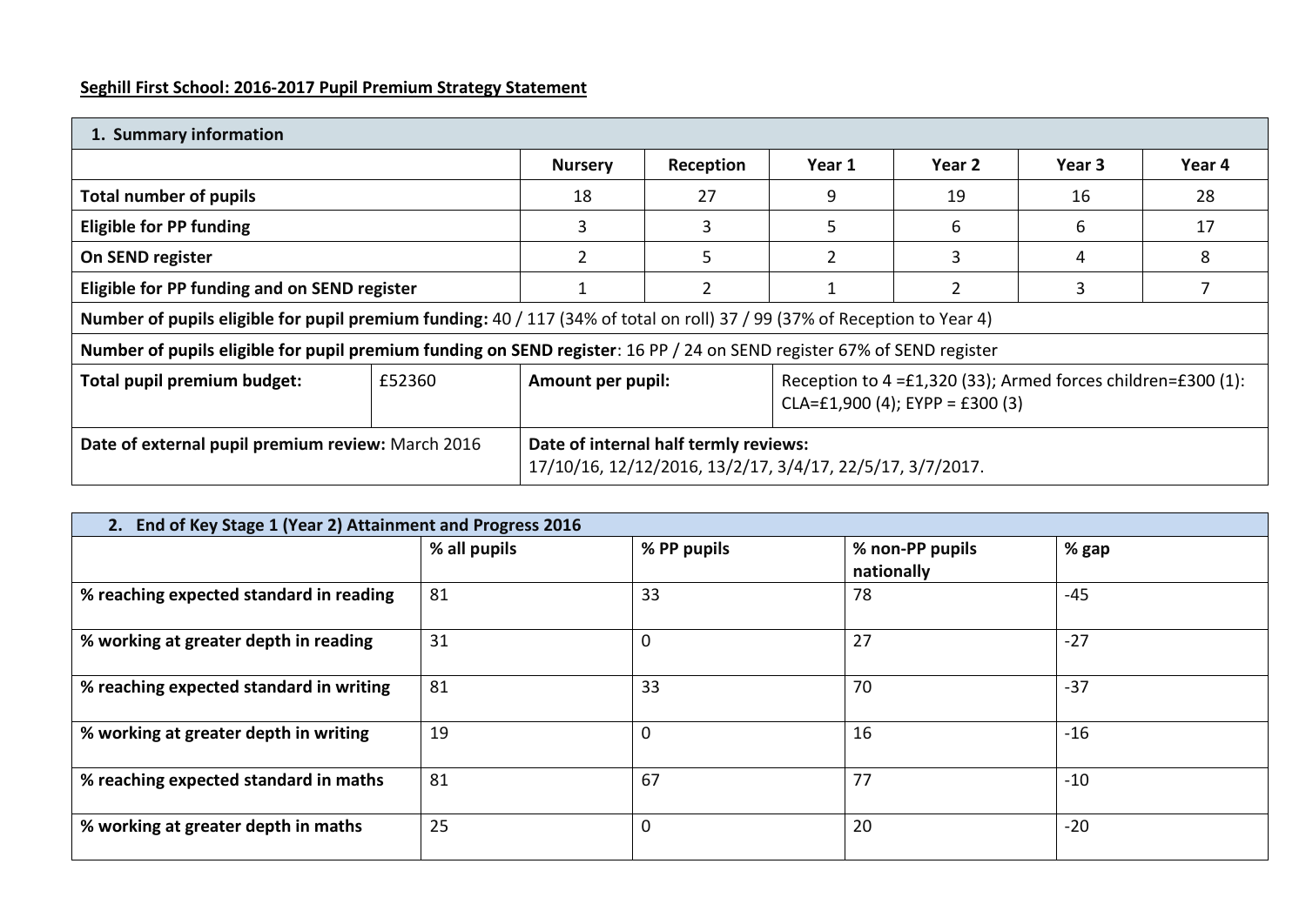**Seghill First School: 2016-2017 Pupil Premium Strategy Statement**

| 1. Summary information | | | | | | | |
|---|---|---|---|---|---|---|---|
| | | Nursery | Reception | Year 1 | Year 2 | Year 3 | Year 4 |
| **Total number of pupils** | | 18 | 27 | 9 | 19 | 16 | 28 |
| **Eligible for PP funding** | | 3 | 3 | 5 | 6 | 6 | 17 |
| **On SEND register** | | 2 | 5 | 2 | 3 | 4 | 8 |
| **Eligible for PP funding and on SEND register** | | 1 | 2 | 1 | 2 | 3 | 7 |
| **Number of pupils eligible for pupil premium funding:** 40 / 117 (34% of total on roll) 37 / 99 (37% of Reception to Year 4) | | | | | | | |
| **Number of pupils eligible for pupil premium funding on SEND register**: 16 PP / 24 on SEND register 67% of SEND register | | | | | | | |
| **Total pupil premium budget:** | £52360 | **Amount per pupil:** | | Reception to 4 =£1,320 (33); Armed forces children=£300 (1): CLA=£1,900 (4); EYPP = £300 (3) | | | |
| **Date of external pupil premium review:** March 2016 | | **Date of internal half termly reviews:** 17/10/16, 12/12/2016, 13/2/17, 3/4/17, 22/5/17, 3/7/2017. | | | | | |

| 2. End of Key Stage 1 (Year 2) Attainment and Progress 2016 | | | | |
|---|---|---|---|---|
| | % all pupils | % PP pupils | % non-PP pupils nationally | % gap |
| **% reaching expected standard in reading** | 81 | 33 | 78 | -45 |
| **% working at greater depth in reading** | 31 | 0 | 27 | -27 |
| **% reaching expected standard in writing** | 81 | 33 | 70 | -37 |
| **% working at greater depth in writing** | 19 | 0 | 16 | -16 |
| **% reaching expected standard in maths** | 81 | 67 | 77 | -10 |
| **% working at greater depth in maths** | 25 | 0 | 20 | -20 |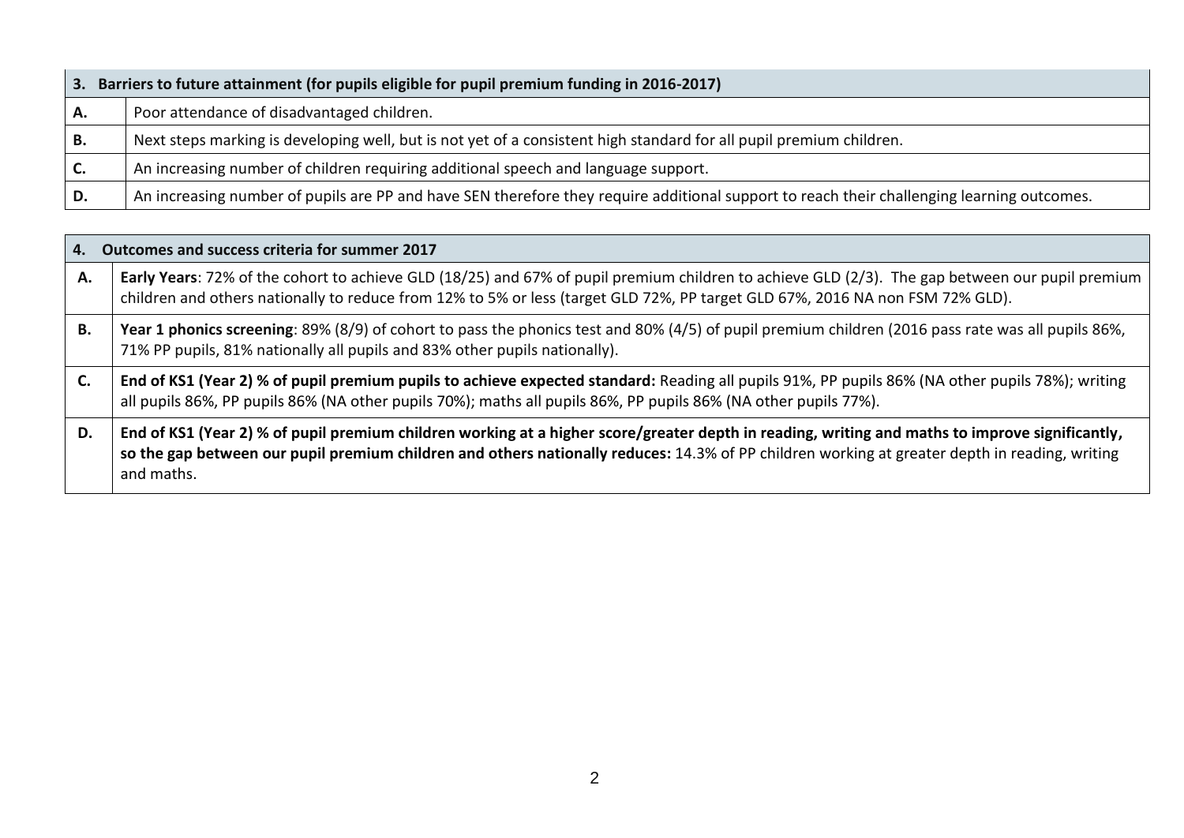| 3. Barriers to future attainment (for pupils eligible for pupil premium funding in 2016-2017) | |
|---|---|
| **A.** | Poor attendance of disadvantaged children. |
| **B.** | Next steps marking is developing well, but is not yet of a consistent high standard for all pupil premium children. |
| **C.** | An increasing number of children requiring additional speech and language support. |
| **D.** | An increasing number of pupils are PP and have SEN therefore they require additional support to reach their challenging learning outcomes. |

| 4. Outcomes and success criteria for summer 2017 | |
|---|---|
| **A.** | **Early Years**: 72% of the cohort to achieve GLD (18/25) and 67% of pupil premium children to achieve GLD (2/3). The gap between our pupil premium children and others nationally to reduce from 12% to 5% or less (target GLD 72%, PP target GLD 67%, 2016 NA non FSM 72% GLD). |
| **B.** | **Year 1 phonics screening**: 89% (8/9) of cohort to pass the phonics test and 80% (4/5) of pupil premium children (2016 pass rate was all pupils 86%, 71% PP pupils, 81% nationally all pupils and 83% other pupils nationally). |
| **C.** | **End of KS1 (Year 2) % of pupil premium pupils to achieve expected standard:** Reading all pupils 91%, PP pupils 86% (NA other pupils 78%); writing all pupils 86%, PP pupils 86% (NA other pupils 70%); maths all pupils 86%, PP pupils 86% (NA other pupils 77%). |
| **D.** | **End of KS1 (Year 2) % of pupil premium children working at a higher score/greater depth in reading, writing and maths to improve significantly, so the gap between our pupil premium children and others nationally reduces:** 14.3% of PP children working at greater depth in reading, writing and maths. |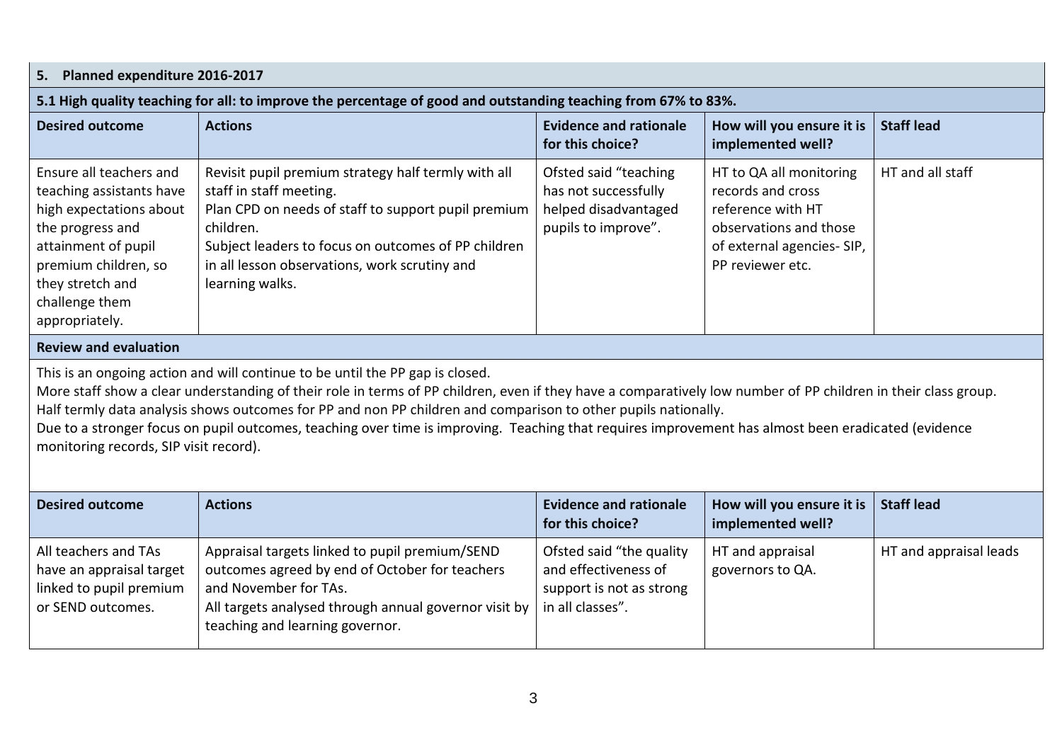## 5. Planned expenditure 2016-2017

### 5.1 High quality teaching for all: to improve the percentage of good and outstanding teaching from 67% to 83%.

| Desired outcome | Actions | Evidence and rationale for this choice? | How will you ensure it is implemented well? | Staff lead |
|---|---|---|---|---|
| Ensure all teachers and teaching assistants have high expectations about the progress and attainment of pupil premium children, so they stretch and challenge them appropriately. | Revisit pupil premium strategy half termly with all staff in staff meeting.<br>Plan CPD on needs of staff to support pupil premium children.<br>Subject leaders to focus on outcomes of PP children in all lesson observations, work scrutiny and learning walks. | Ofsted said "teaching has not successfully helped disadvantaged pupils to improve". | HT to QA all monitoring records and cross reference with HT observations and those of external agencies- SIP, PP reviewer etc. | HT and all staff |

**Review and evaluation**

This is an ongoing action and will continue to be until the PP gap is closed.
More staff show a clear understanding of their role in terms of PP children, even if they have a comparatively low number of PP children in their class group.
Half termly data analysis shows outcomes for PP and non PP children and comparison to other pupils nationally.
Due to a stronger focus on pupil outcomes, teaching over time is improving. Teaching that requires improvement has almost been eradicated (evidence monitoring records, SIP visit record).

| Desired outcome | Actions | Evidence and rationale for this choice? | How will you ensure it is implemented well? | Staff lead |
|---|---|---|---|---|
| All teachers and TAs have an appraisal target linked to pupil premium or SEND outcomes. | Appraisal targets linked to pupil premium/SEND outcomes agreed by end of October for teachers and November for TAs.<br>All targets analysed through annual governor visit by teaching and learning governor. | Ofsted said "the quality and effectiveness of support is not as strong in all classes". | HT and appraisal governors to QA. | HT and appraisal leads |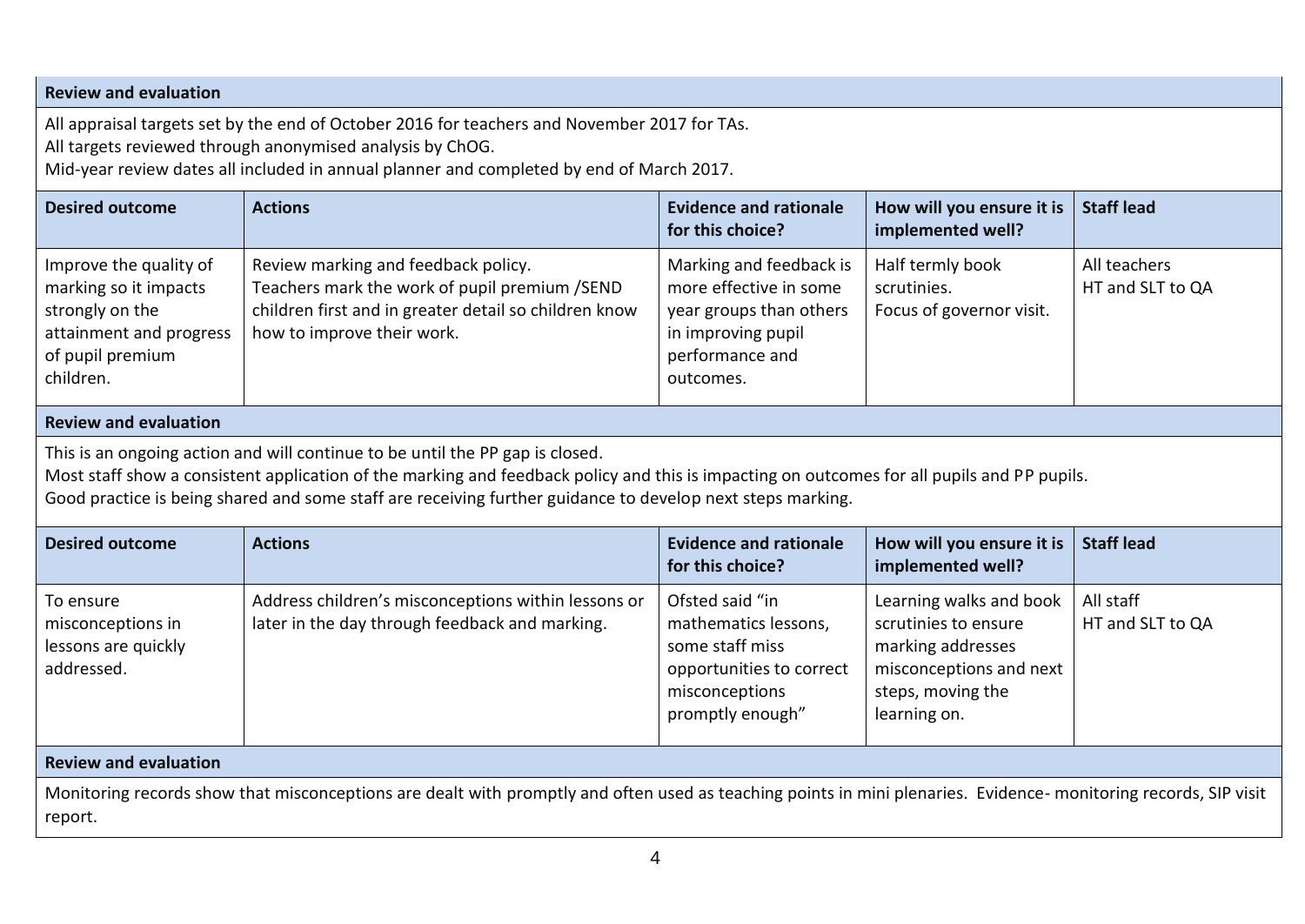**Review and evaluation**

All appraisal targets set by the end of October 2016 for teachers and November 2017 for TAs.
All targets reviewed through anonymised analysis by ChOG.
Mid-year review dates all included in annual planner and completed by end of March 2017.

| Desired outcome | Actions | Evidence and rationale for this choice? | How will you ensure it is implemented well? | Staff lead |
|---|---|---|---|---|
| Improve the quality of marking so it impacts strongly on the attainment and progress of pupil premium children. | Review marking and feedback policy.<br>Teachers mark the work of pupil premium /SEND children first and in greater detail so children know how to improve their work. | Marking and feedback is more effective in some year groups than others in improving pupil performance and outcomes. | Half termly book scrutinies.<br>Focus of governor visit. | All teachers<br>HT and SLT to QA |

**Review and evaluation**

This is an ongoing action and will continue to be until the PP gap is closed.
Most staff show a consistent application of the marking and feedback policy and this is impacting on outcomes for all pupils and PP pupils.
Good practice is being shared and some staff are receiving further guidance to develop next steps marking.

| Desired outcome | Actions | Evidence and rationale for this choice? | How will you ensure it is implemented well? | Staff lead |
|---|---|---|---|---|
| To ensure misconceptions in lessons are quickly addressed. | Address children's misconceptions within lessons or later in the day through feedback and marking. | Ofsted said "in mathematics lessons, some staff miss opportunities to correct misconceptions promptly enough" | Learning walks and book scrutinies to ensure marking addresses misconceptions and next steps, moving the learning on. | All staff<br>HT and SLT to QA |

**Review and evaluation**

Monitoring records show that misconceptions are dealt with promptly and often used as teaching points in mini plenaries. Evidence- monitoring records, SIP visit report.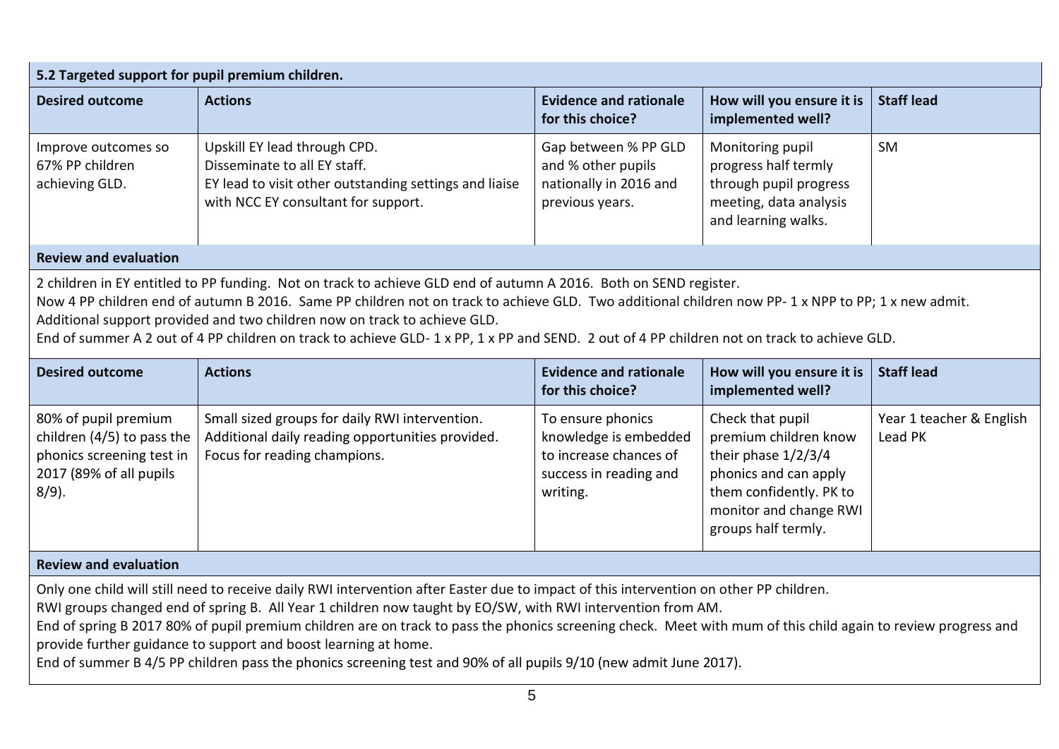### 5.2 Targeted support for pupil premium children.

| Desired outcome | Actions | Evidence and rationale for this choice? | How will you ensure it is implemented well? | Staff lead |
|---|---|---|---|---|
| Improve outcomes so 67% PP children achieving GLD. | Upskill EY lead through CPD.<br>Disseminate to all EY staff.<br>EY lead to visit other outstanding settings and liaise with NCC EY consultant for support. | Gap between % PP GLD and % other pupils nationally in 2016 and previous years. | Monitoring pupil progress half termly through pupil progress meeting, data analysis and learning walks. | SM |

**Review and evaluation**

2 children in EY entitled to PP funding. Not on track to achieve GLD end of autumn A 2016. Both on SEND register.
Now 4 PP children end of autumn B 2016. Same PP children not on track to achieve GLD. Two additional children now PP- 1 x NPP to PP; 1 x new admit.
Additional support provided and two children now on track to achieve GLD.
End of summer A 2 out of 4 PP children on track to achieve GLD- 1 x PP, 1 x PP and SEND. 2 out of 4 PP children not on track to achieve GLD.

| Desired outcome | Actions | Evidence and rationale for this choice? | How will you ensure it is implemented well? | Staff lead |
|---|---|---|---|---|
| 80% of pupil premium children (4/5) to pass the phonics screening test in 2017 (89% of all pupils 8/9). | Small sized groups for daily RWI intervention.<br>Additional daily reading opportunities provided.<br>Focus for reading champions. | To ensure phonics knowledge is embedded to increase chances of success in reading and writing. | Check that pupil premium children know their phase 1/2/3/4 phonics and can apply them confidently. PK to monitor and change RWI groups half termly. | Year 1 teacher & English Lead PK |

**Review and evaluation**

Only one child will still need to receive daily RWI intervention after Easter due to impact of this intervention on other PP children.
RWI groups changed end of spring B. All Year 1 children now taught by EO/SW, with RWI intervention from AM.
End of spring B 2017 80% of pupil premium children are on track to pass the phonics screening check. Meet with mum of this child again to review progress and provide further guidance to support and boost learning at home.
End of summer B 4/5 PP children pass the phonics screening test and 90% of all pupils 9/10 (new admit June 2017).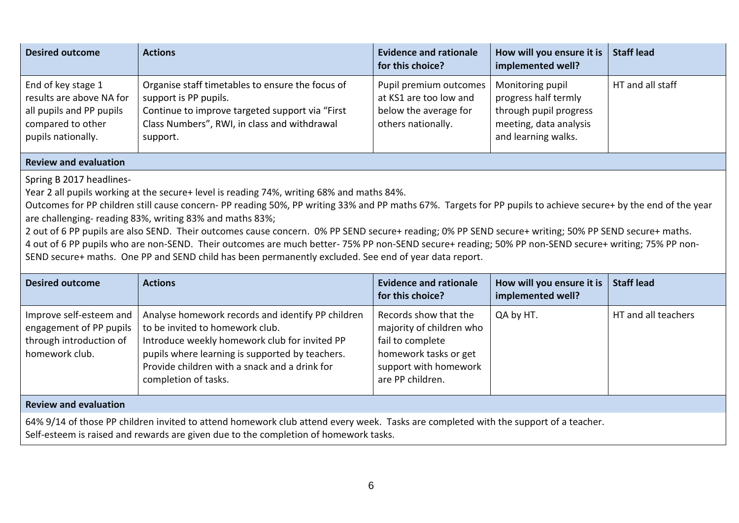| Desired outcome | Actions | Evidence and rationale for this choice? | How will you ensure it is implemented well? | Staff lead |
|---|---|---|---|---|
| End of key stage 1 results are above NA for all pupils and PP pupils compared to other pupils nationally. | Organise staff timetables to ensure the focus of support is PP pupils.<br>Continue to improve targeted support via "First Class Numbers", RWI, in class and withdrawal support. | Pupil premium outcomes at KS1 are too low and below the average for others nationally. | Monitoring pupil progress half termly through pupil progress meeting, data analysis and learning walks. | HT and all staff |

**Review and evaluation**

Spring B 2017 headlines-
Year 2 all pupils working at the secure+ level is reading 74%, writing 68% and maths 84%.
Outcomes for PP children still cause concern- PP reading 50%, PP writing 33% and PP maths 67%. Targets for PP pupils to achieve secure+ by the end of the year are challenging- reading 83%, writing 83% and maths 83%;
2 out of 6 PP pupils are also SEND. Their outcomes cause concern. 0% PP SEND secure+ reading; 0% PP SEND secure+ writing; 50% PP SEND secure+ maths.
4 out of 6 PP pupils who are non-SEND. Their outcomes are much better- 75% PP non-SEND secure+ reading; 50% PP non-SEND secure+ writing; 75% PP non-SEND secure+ maths. One PP and SEND child has been permanently excluded. See end of year data report.

| Desired outcome | Actions | Evidence and rationale for this choice? | How will you ensure it is implemented well? | Staff lead |
|---|---|---|---|---|
| Improve self-esteem and engagement of PP pupils through introduction of homework club. | Analyse homework records and identify PP children to be invited to homework club.<br>Introduce weekly homework club for invited PP pupils where learning is supported by teachers.<br>Provide children with a snack and a drink for completion of tasks. | Records show that the majority of children who fail to complete homework tasks or get support with homework are PP children. | QA by HT. | HT and all teachers |

**Review and evaluation**

64% 9/14 of those PP children invited to attend homework club attend every week. Tasks are completed with the support of a teacher.
Self-esteem is raised and rewards are given due to the completion of homework tasks.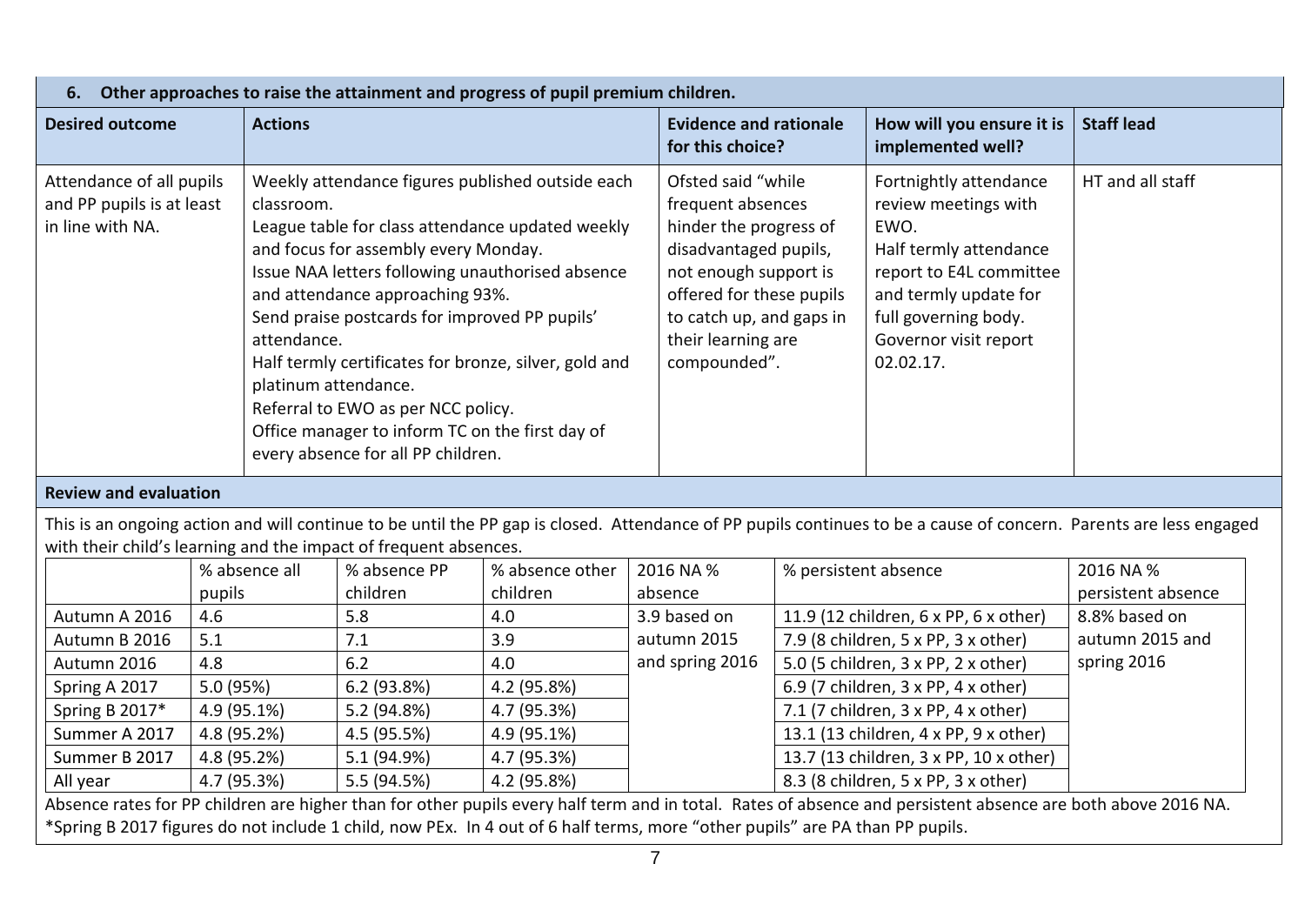## 6. Other approaches to raise the attainment and progress of pupil premium children.

| Desired outcome | Actions | Evidence and rationale for this choice? | How will you ensure it is implemented well? | Staff lead |
|---|---|---|---|---|
| Attendance of all pupils and PP pupils is at least in line with NA. | Weekly attendance figures published outside each classroom.<br>League table for class attendance updated weekly and focus for assembly every Monday.<br>Issue NAA letters following unauthorised absence and attendance approaching 93%.<br>Send praise postcards for improved PP pupils' attendance.<br>Half termly certificates for bronze, silver, gold and platinum attendance.<br>Referral to EWO as per NCC policy.<br>Office manager to inform TC on the first day of every absence for all PP children. | Ofsted said "while frequent absences hinder the progress of disadvantaged pupils, not enough support is offered for these pupils to catch up, and gaps in their learning are compounded". | Fortnightly attendance review meetings with EWO.<br>Half termly attendance report to E4L committee and termly update for full governing body.<br>Governor visit report 02.02.17. | HT and all staff |

### Review and evaluation

This is an ongoing action and will continue to be until the PP gap is closed. Attendance of PP pupils continues to be a cause of concern. Parents are less engaged with their child's learning and the impact of frequent absences.

| | % absence all pupils | % absence PP children | % absence other children | 2016 NA % absence | % persistent absence | 2016 NA % persistent absence |
|---|---|---|---|---|---|---|
| Autumn A 2016 | 4.6 | 5.8 | 4.0 | 3.9 based on autumn 2015 and spring 2016 | 11.9 (12 children, 6 x PP, 6 x other) | 8.8% based on autumn 2015 and spring 2016 |
| Autumn B 2016 | 5.1 | 7.1 | 3.9 | | 7.9 (8 children, 5 x PP, 3 x other) | |
| Autumn 2016 | 4.8 | 6.2 | 4.0 | | 5.0 (5 children, 3 x PP, 2 x other) | |
| Spring A 2017 | 5.0 (95%) | 6.2 (93.8%) | 4.2 (95.8%) | | 6.9 (7 children, 3 x PP, 4 x other) | |
| Spring B 2017* | 4.9 (95.1%) | 5.2 (94.8%) | 4.7 (95.3%) | | 7.1 (7 children, 3 x PP, 4 x other) | |
| Summer A 2017 | 4.8 (95.2%) | 4.5 (95.5%) | 4.9 (95.1%) | | 13.1 (13 children, 4 x PP, 9 x other) | |
| Summer B 2017 | 4.8 (95.2%) | 5.1 (94.9%) | 4.7 (95.3%) | | 13.7 (13 children, 3 x PP, 10 x other) | |
| All year | 4.7 (95.3%) | 5.5 (94.5%) | 4.2 (95.8%) | | 8.3 (8 children, 5 x PP, 3 x other) | |

Absence rates for PP children are higher than for other pupils every half term and in total. Rates of absence and persistent absence are both above 2016 NA.

*Spring B 2017 figures do not include 1 child, now PEx. In 4 out of 6 half terms, more "other pupils" are PA than PP pupils.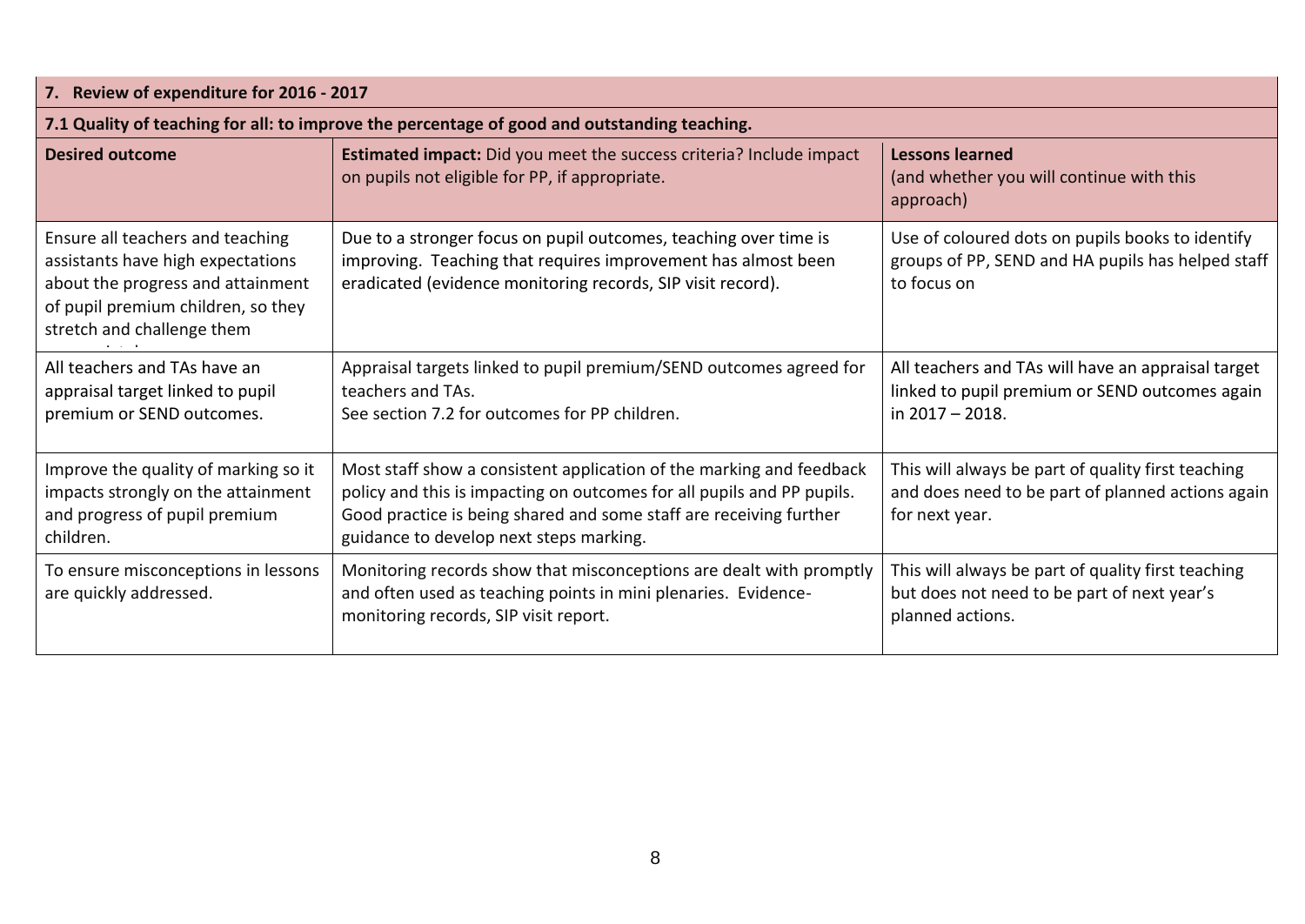| 7. Review of expenditure for 2016 - 2017 | | |
|---|---|---|
| **7.1 Quality of teaching for all: to improve the percentage of good and outstanding teaching.** | | |
| **Desired outcome** | **Estimated impact:** Did you meet the success criteria? Include impact on pupils not eligible for PP, if appropriate. | **Lessons learned** (and whether you will continue with this approach) |
| Ensure all teachers and teaching assistants have high expectations about the progress and attainment of pupil premium children, so they stretch and challenge them appropriately | Due to a stronger focus on pupil outcomes, teaching over time is improving. Teaching that requires improvement has almost been eradicated (evidence monitoring records, SIP visit record). | Use of coloured dots on pupils books to identify groups of PP, SEND and HA pupils has helped staff to focus on |
| All teachers and TAs have an appraisal target linked to pupil premium or SEND outcomes. | Appraisal targets linked to pupil premium/SEND outcomes agreed for teachers and TAs.<br>See section 7.2 for outcomes for PP children. | All teachers and TAs will have an appraisal target linked to pupil premium or SEND outcomes again in 2017 – 2018. |
| Improve the quality of marking so it impacts strongly on the attainment and progress of pupil premium children. | Most staff show a consistent application of the marking and feedback policy and this is impacting on outcomes for all pupils and PP pupils. Good practice is being shared and some staff are receiving further guidance to develop next steps marking. | This will always be part of quality first teaching and does need to be part of planned actions again for next year. |
| To ensure misconceptions in lessons are quickly addressed. | Monitoring records show that misconceptions are dealt with promptly and often used as teaching points in mini plenaries. Evidence- monitoring records, SIP visit report. | This will always be part of quality first teaching but does not need to be part of next year's planned actions. |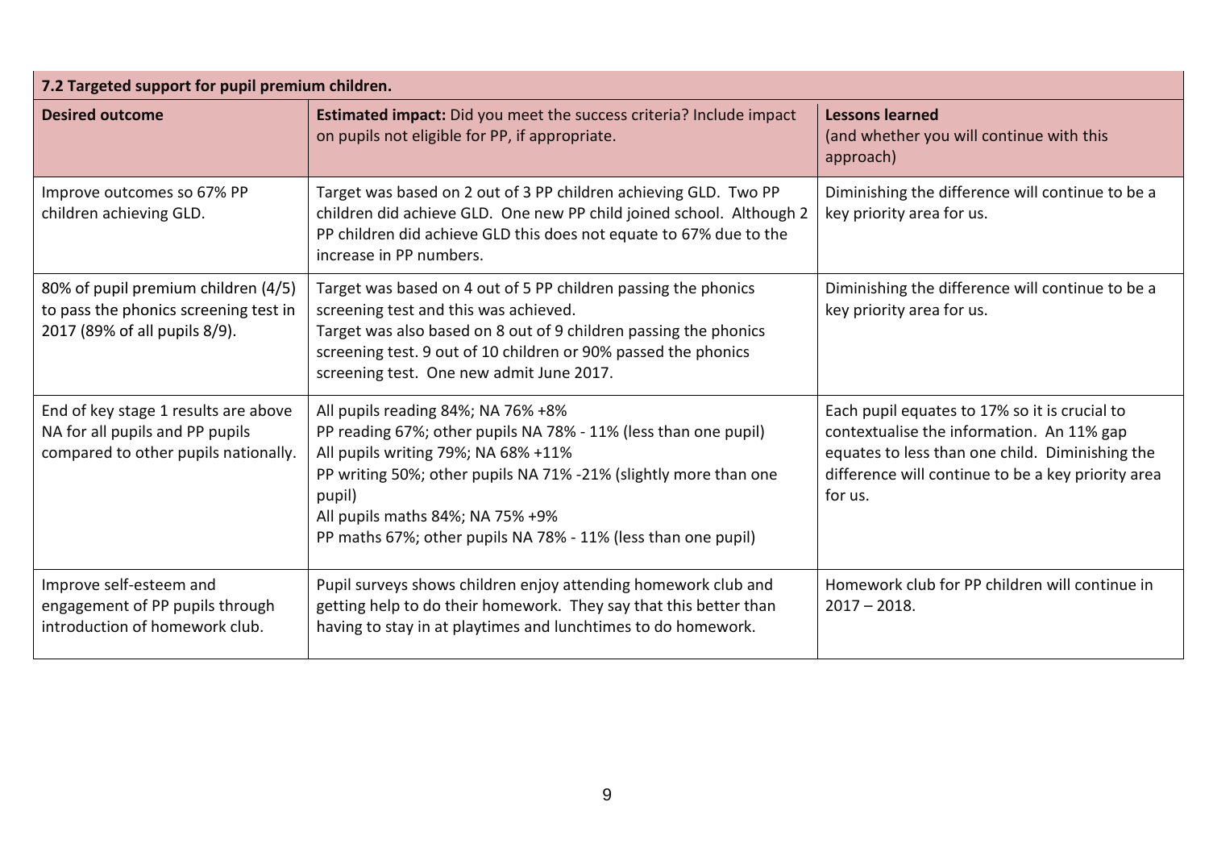| **7.2 Targeted support for pupil premium children.** | | |
|---|---|---|
| **Desired outcome** | **Estimated impact:** Did you meet the success criteria? Include impact on pupils not eligible for PP, if appropriate. | **Lessons learned** (and whether you will continue with this approach) |
| Improve outcomes so 67% PP children achieving GLD. | Target was based on 2 out of 3 PP children achieving GLD. Two PP children did achieve GLD. One new PP child joined school. Although 2 PP children did achieve GLD this does not equate to 67% due to the increase in PP numbers. | Diminishing the difference will continue to be a key priority area for us. |
| 80% of pupil premium children (4/5) to pass the phonics screening test in 2017 (89% of all pupils 8/9). | Target was based on 4 out of 5 PP children passing the phonics screening test and this was achieved.<br>Target was also based on 8 out of 9 children passing the phonics screening test. 9 out of 10 children or 90% passed the phonics screening test. One new admit June 2017. | Diminishing the difference will continue to be a key priority area for us. |
| End of key stage 1 results are above NA for all pupils and PP pupils compared to other pupils nationally. | All pupils reading 84%; NA 76% +8%<br>PP reading 67%; other pupils NA 78% - 11% (less than one pupil)<br>All pupils writing 79%; NA 68% +11%<br>PP writing 50%; other pupils NA 71% -21% (slightly more than one pupil)<br>All pupils maths 84%; NA 75% +9%<br>PP maths 67%; other pupils NA 78% - 11% (less than one pupil) | Each pupil equates to 17% so it is crucial to contextualise the information. An 11% gap equates to less than one child. Diminishing the difference will continue to be a key priority area for us. |
| Improve self-esteem and engagement of PP pupils through introduction of homework club. | Pupil surveys shows children enjoy attending homework club and getting help to do their homework. They say that this better than having to stay in at playtimes and lunchtimes to do homework. | Homework club for PP children will continue in 2017 – 2018. |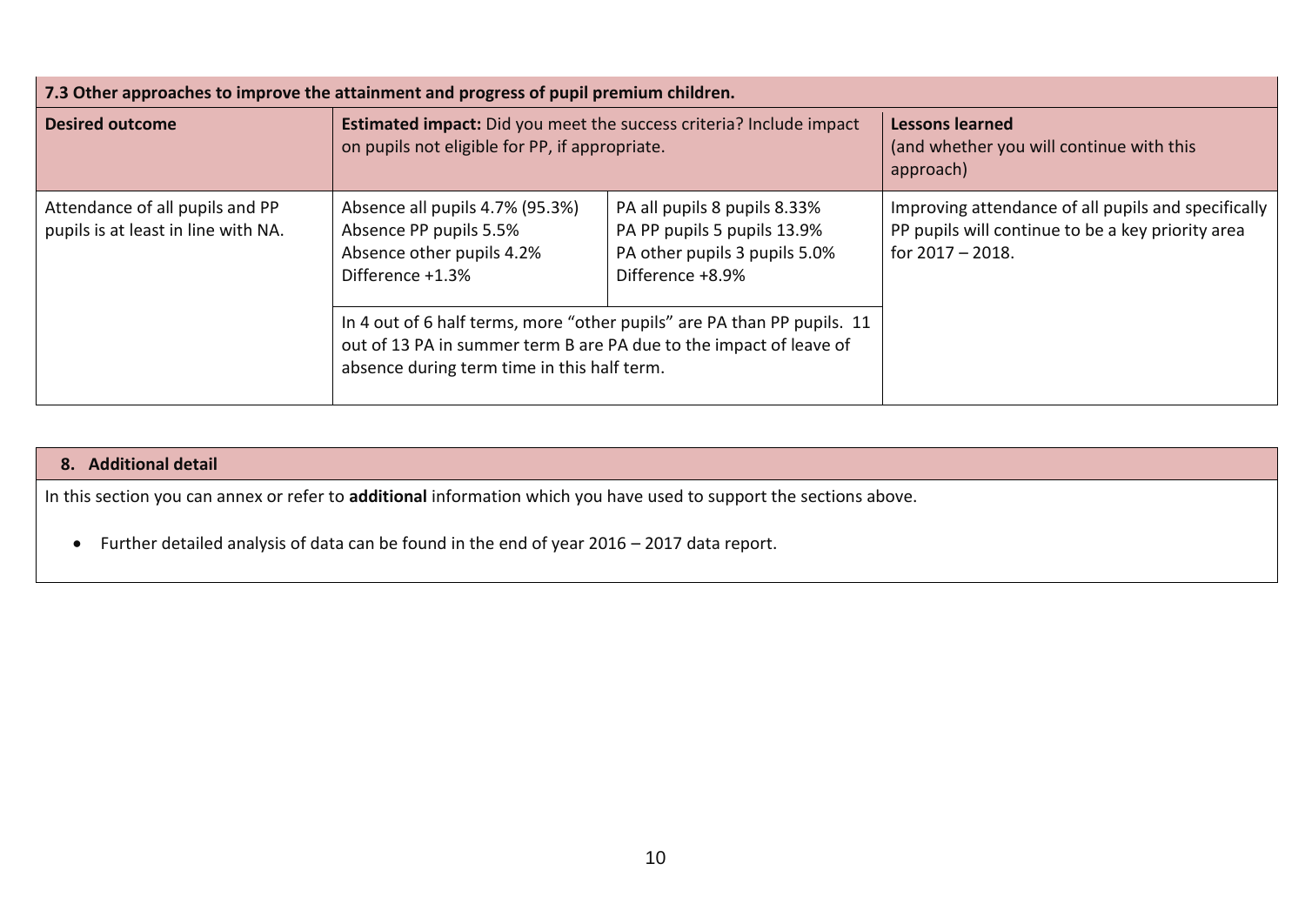| 7.3 Other approaches to improve the attainment and progress of pupil premium children. | | | |
|---|---|---|---|
| **Desired outcome** | **Estimated impact:** Did you meet the success criteria? Include impact on pupils not eligible for PP, if appropriate. | | **Lessons learned** (and whether you will continue with this approach) |
| Attendance of all pupils and PP pupils is at least in line with NA. | Absence all pupils 4.7% (95.3%)<br>Absence PP pupils 5.5%<br>Absence other pupils 4.2%<br>Difference +1.3% | PA all pupils 8 pupils 8.33%<br>PA PP pupils 5 pupils 13.9%<br>PA other pupils 3 pupils 5.0%<br>Difference +8.9% | Improving attendance of all pupils and specifically PP pupils will continue to be a key priority area for 2017 – 2018. |
| | In 4 out of 6 half terms, more "other pupils" are PA than PP pupils. 11 out of 13 PA in summer term B are PA due to the impact of leave of absence during term time in this half term. | | |

## 8. Additional detail

In this section you can annex or refer to **additional** information which you have used to support the sections above.

- Further detailed analysis of data can be found in the end of year 2016 – 2017 data report.